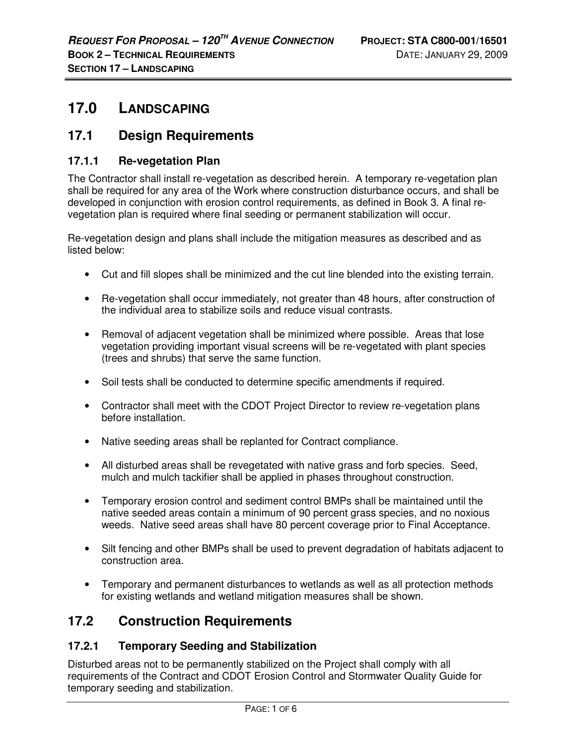# 17.0 LANDSCAPING

## 17.1 Design Requirements

### 17.1.1 Re-vegetation Plan

The Contractor shall install re-vegetation as described herein. A temporary re-vegetation plan shall be required for any area of the Work where construction disturbance occurs, and shall be developed in conjunction with erosion control requirements, as defined in Book 3. A final re-vegetation plan is required where final seeding or permanent stabilization will occur.

Re-vegetation design and plans shall include the mitigation measures as described and as listed below:

- Cut and fill slopes shall be minimized and the cut line blended into the existing terrain.
- Re-vegetation shall occur immediately, not greater than 48 hours, after construction of the individual area to stabilize soils and reduce visual contrasts.
- Removal of adjacent vegetation shall be minimized where possible. Areas that lose vegetation providing important visual screens will be re-vegetated with plant species (trees and shrubs) that serve the same function.
- Soil tests shall be conducted to determine specific amendments if required.
- Contractor shall meet with the CDOT Project Director to review re-vegetation plans before installation.
- Native seeding areas shall be replanted for Contract compliance.
- All disturbed areas shall be revegetated with native grass and forb species. Seed, mulch and mulch tackifier shall be applied in phases throughout construction.
- Temporary erosion control and sediment control BMPs shall be maintained until the native seeded areas contain a minimum of 90 percent grass species, and no noxious weeds. Native seed areas shall have 80 percent coverage prior to Final Acceptance.
- Silt fencing and other BMPs shall be used to prevent degradation of habitats adjacent to construction area.
- Temporary and permanent disturbances to wetlands as well as all protection methods for existing wetlands and wetland mitigation measures shall be shown.

## 17.2 Construction Requirements

### 17.2.1 Temporary Seeding and Stabilization

Disturbed areas not to be permanently stabilized on the Project shall comply with all requirements of the Contract and CDOT Erosion Control and Stormwater Quality Guide for temporary seeding and stabilization.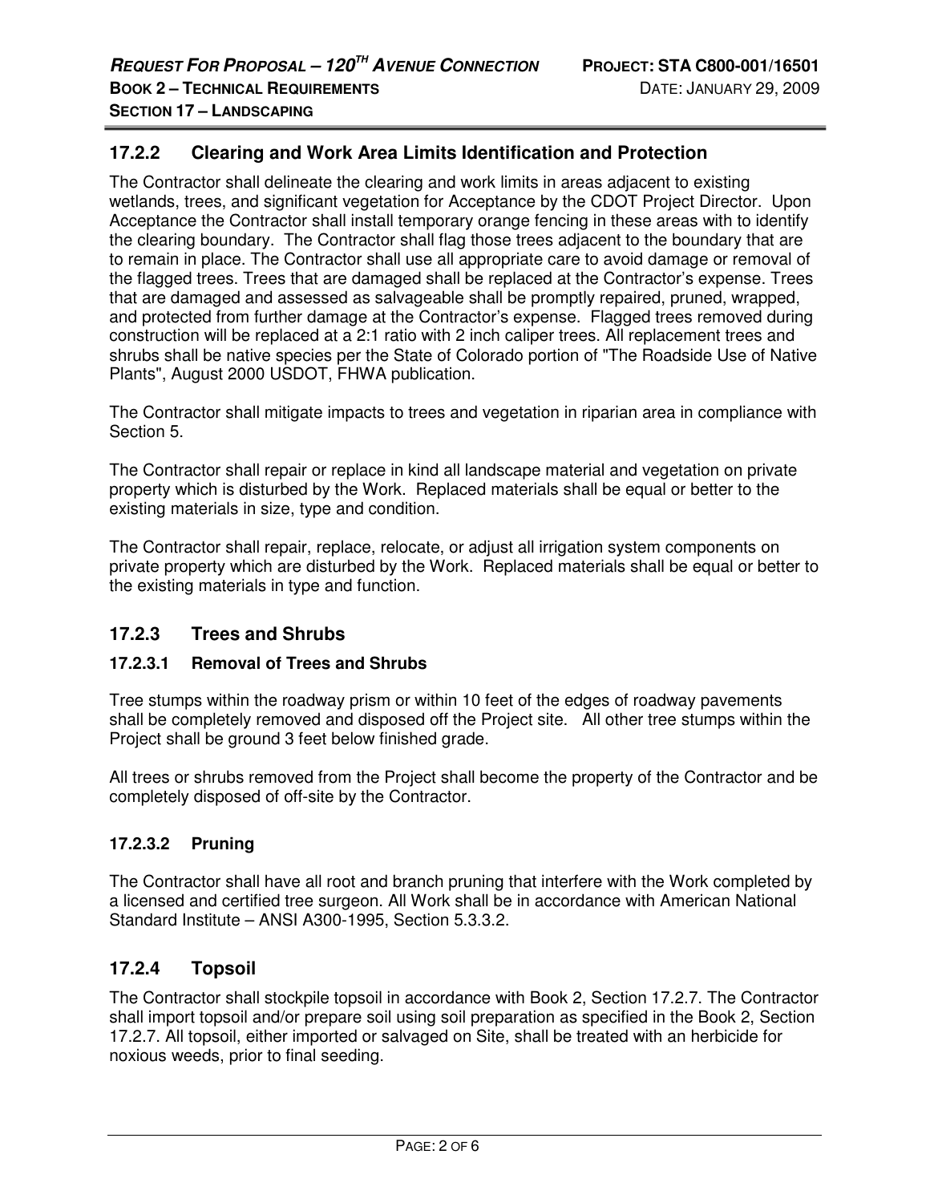## 17.2.2 Clearing and Work Area Limits Identification and Protection

The Contractor shall delineate the clearing and work limits in areas adjacent to existing wetlands, trees, and significant vegetation for Acceptance by the CDOT Project Director. Upon Acceptance the Contractor shall install temporary orange fencing in these areas with to identify the clearing boundary. The Contractor shall flag those trees adjacent to the boundary that are to remain in place. The Contractor shall use all appropriate care to avoid damage or removal of the flagged trees. Trees that are damaged shall be replaced at the Contractor's expense. Trees that are damaged and assessed as salvageable shall be promptly repaired, pruned, wrapped, and protected from further damage at the Contractor's expense. Flagged trees removed during construction will be replaced at a 2:1 ratio with 2 inch caliper trees. All replacement trees and shrubs shall be native species per the State of Colorado portion of "The Roadside Use of Native Plants", August 2000 USDOT, FHWA publication.

The Contractor shall mitigate impacts to trees and vegetation in riparian area in compliance with Section 5.

The Contractor shall repair or replace in kind all landscape material and vegetation on private property which is disturbed by the Work. Replaced materials shall be equal or better to the existing materials in size, type and condition.

The Contractor shall repair, replace, relocate, or adjust all irrigation system components on private property which are disturbed by the Work. Replaced materials shall be equal or better to the existing materials in type and function.

## 17.2.3 Trees and Shrubs

### 17.2.3.1 Removal of Trees and Shrubs

Tree stumps within the roadway prism or within 10 feet of the edges of roadway pavements shall be completely removed and disposed off the Project site. All other tree stumps within the Project shall be ground 3 feet below finished grade.

All trees or shrubs removed from the Project shall become the property of the Contractor and be completely disposed of off-site by the Contractor.

### 17.2.3.2 Pruning

The Contractor shall have all root and branch pruning that interfere with the Work completed by a licensed and certified tree surgeon. All Work shall be in accordance with American National Standard Institute – ANSI A300-1995, Section 5.3.3.2.

## 17.2.4 Topsoil

The Contractor shall stockpile topsoil in accordance with Book 2, Section 17.2.7. The Contractor shall import topsoil and/or prepare soil using soil preparation as specified in the Book 2, Section 17.2.7. All topsoil, either imported or salvaged on Site, shall be treated with an herbicide for noxious weeds, prior to final seeding.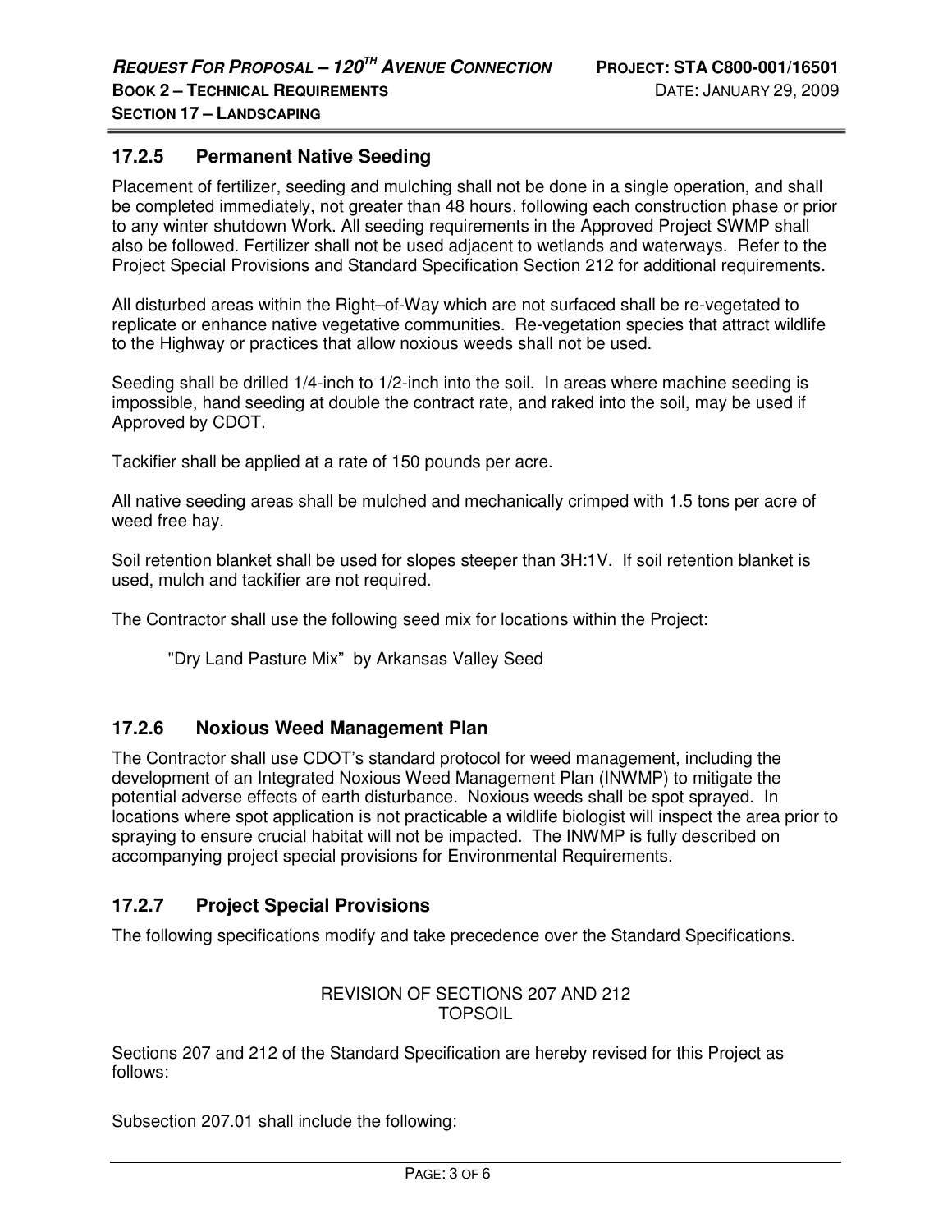### 17.2.5 Permanent Native Seeding

Placement of fertilizer, seeding and mulching shall not be done in a single operation, and shall be completed immediately, not greater than 48 hours, following each construction phase or prior to any winter shutdown Work. All seeding requirements in the Approved Project SWMP shall also be followed. Fertilizer shall not be used adjacent to wetlands and waterways. Refer to the Project Special Provisions and Standard Specification Section 212 for additional requirements.

All disturbed areas within the Right–of-Way which are not surfaced shall be re-vegetated to replicate or enhance native vegetative communities. Re-vegetation species that attract wildlife to the Highway or practices that allow noxious weeds shall not be used.

Seeding shall be drilled 1/4-inch to 1/2-inch into the soil. In areas where machine seeding is impossible, hand seeding at double the contract rate, and raked into the soil, may be used if Approved by CDOT.

Tackifier shall be applied at a rate of 150 pounds per acre.

All native seeding areas shall be mulched and mechanically crimped with 1.5 tons per acre of weed free hay.

Soil retention blanket shall be used for slopes steeper than 3H:1V. If soil retention blanket is used, mulch and tackifier are not required.

The Contractor shall use the following seed mix for locations within the Project:

"Dry Land Pasture Mix" by Arkansas Valley Seed

### 17.2.6 Noxious Weed Management Plan

The Contractor shall use CDOT's standard protocol for weed management, including the development of an Integrated Noxious Weed Management Plan (INWMP) to mitigate the potential adverse effects of earth disturbance. Noxious weeds shall be spot sprayed. In locations where spot application is not practicable a wildlife biologist will inspect the area prior to spraying to ensure crucial habitat will not be impacted. The INWMP is fully described on accompanying project special provisions for Environmental Requirements.

### 17.2.7 Project Special Provisions

The following specifications modify and take precedence over the Standard Specifications.

REVISION OF SECTIONS 207 AND 212
TOPSOIL

Sections 207 and 212 of the Standard Specification are hereby revised for this Project as follows:

Subsection 207.01 shall include the following: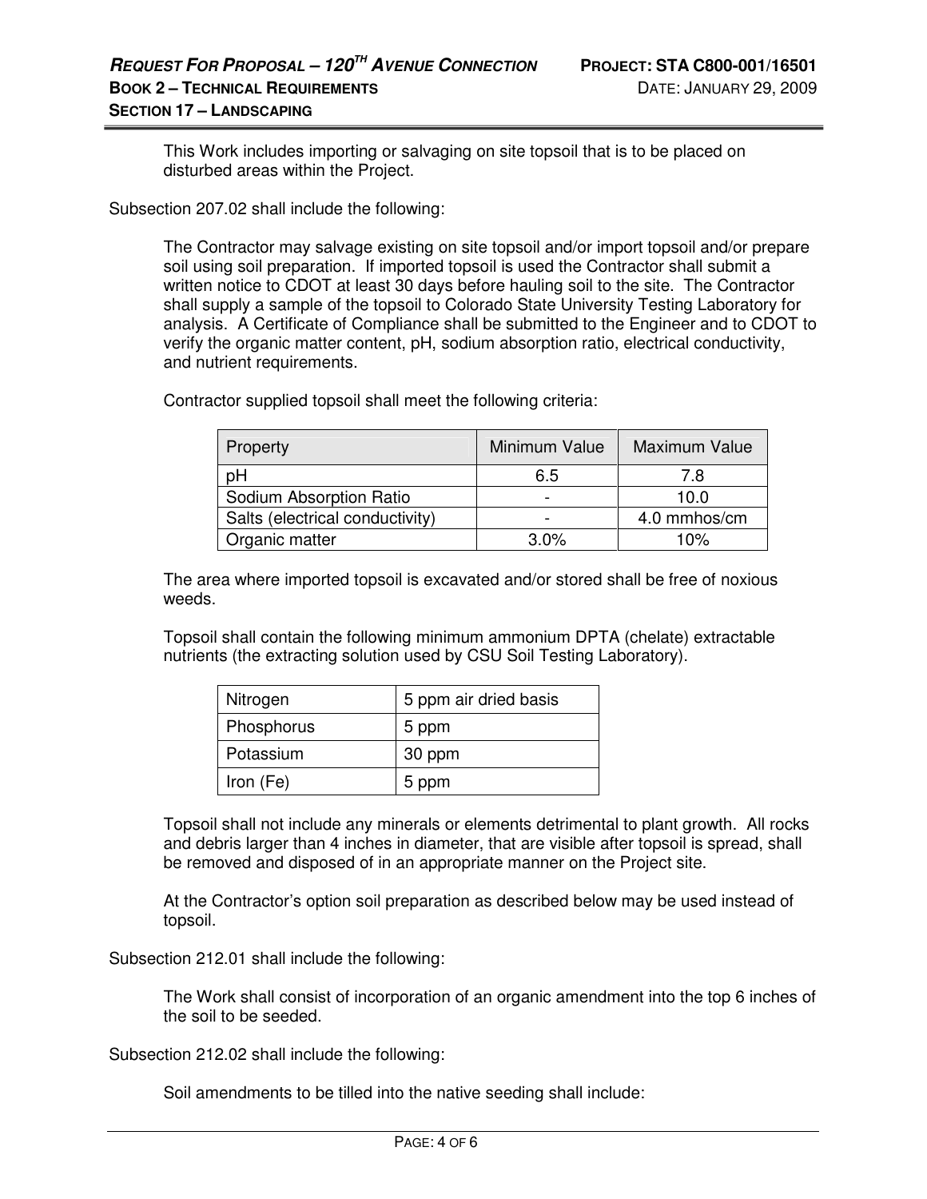This Work includes importing or salvaging on site topsoil that is to be placed on disturbed areas within the Project.

Subsection 207.02 shall include the following:

The Contractor may salvage existing on site topsoil and/or import topsoil and/or prepare soil using soil preparation. If imported topsoil is used the Contractor shall submit a written notice to CDOT at least 30 days before hauling soil to the site. The Contractor shall supply a sample of the topsoil to Colorado State University Testing Laboratory for analysis. A Certificate of Compliance shall be submitted to the Engineer and to CDOT to verify the organic matter content, pH, sodium absorption ratio, electrical conductivity, and nutrient requirements.

Contractor supplied topsoil shall meet the following criteria:

| Property | Minimum Value | Maximum Value |
|---|---|---|
| pH | 6.5 | 7.8 |
| Sodium Absorption Ratio | - | 10.0 |
| Salts (electrical conductivity) | - | 4.0 mmhos/cm |
| Organic matter | 3.0% | 10% |

The area where imported topsoil is excavated and/or stored shall be free of noxious weeds.

Topsoil shall contain the following minimum ammonium DPTA (chelate) extractable nutrients (the extracting solution used by CSU Soil Testing Laboratory).

| Nitrogen | 5 ppm air dried basis |
|---|---|
| Phosphorus | 5 ppm |
| Potassium | 30 ppm |
| Iron (Fe) | 5 ppm |

Topsoil shall not include any minerals or elements detrimental to plant growth. All rocks and debris larger than 4 inches in diameter, that are visible after topsoil is spread, shall be removed and disposed of in an appropriate manner on the Project site.

At the Contractor's option soil preparation as described below may be used instead of topsoil.

Subsection 212.01 shall include the following:

The Work shall consist of incorporation of an organic amendment into the top 6 inches of the soil to be seeded.

Subsection 212.02 shall include the following:

Soil amendments to be tilled into the native seeding shall include: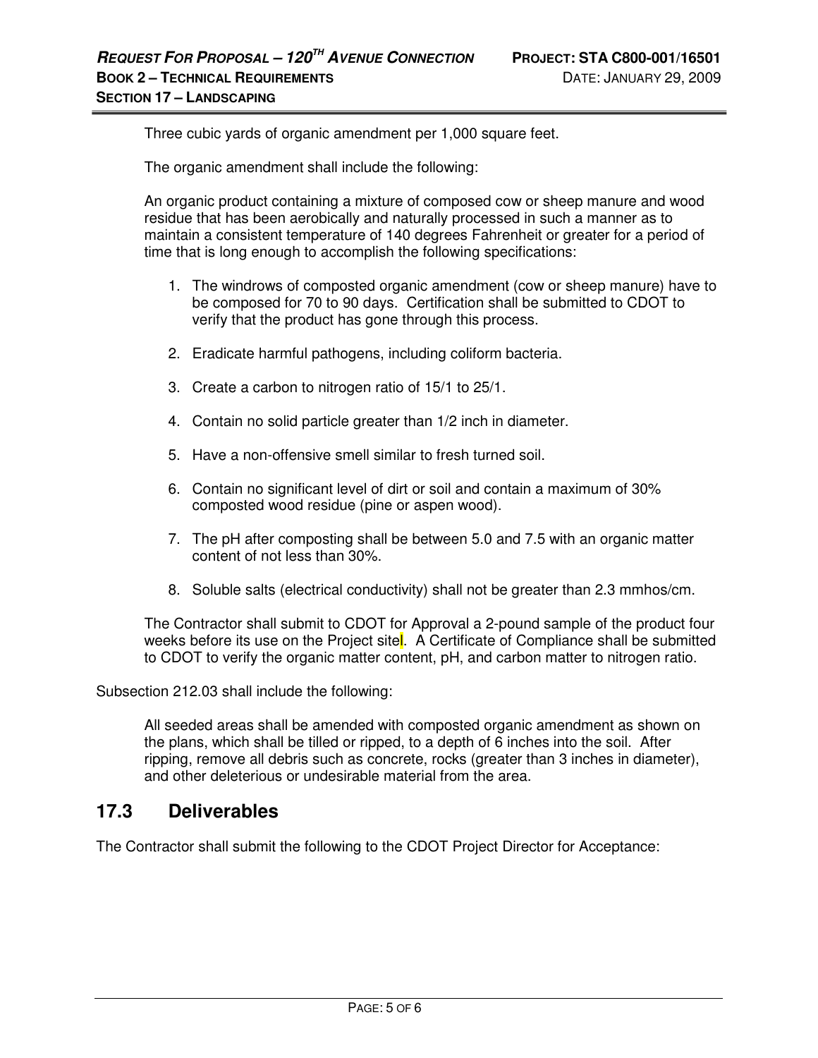Three cubic yards of organic amendment per 1,000 square feet.

The organic amendment shall include the following:

An organic product containing a mixture of composed cow or sheep manure and wood residue that has been aerobically and naturally processed in such a manner as to maintain a consistent temperature of 140 degrees Fahrenheit or greater for a period of time that is long enough to accomplish the following specifications:

1. The windrows of composted organic amendment (cow or sheep manure) have to be composed for 70 to 90 days. Certification shall be submitted to CDOT to verify that the product has gone through this process.
2. Eradicate harmful pathogens, including coliform bacteria.
3. Create a carbon to nitrogen ratio of 15/1 to 25/1.
4. Contain no solid particle greater than 1/2 inch in diameter.
5. Have a non-offensive smell similar to fresh turned soil.
6. Contain no significant level of dirt or soil and contain a maximum of 30% composted wood residue (pine or aspen wood).
7. The pH after composting shall be between 5.0 and 7.5 with an organic matter content of not less than 30%.
8. Soluble salts (electrical conductivity) shall not be greater than 2.3 mmhos/cm.

The Contractor shall submit to CDOT for Approval a 2-pound sample of the product four weeks before its use on the Project site. A Certificate of Compliance shall be submitted to CDOT to verify the organic matter content, pH, and carbon matter to nitrogen ratio.

Subsection 212.03 shall include the following:

All seeded areas shall be amended with composted organic amendment as shown on the plans, which shall be tilled or ripped, to a depth of 6 inches into the soil. After ripping, remove all debris such as concrete, rocks (greater than 3 inches in diameter), and other deleterious or undesirable material from the area.

## 17.3 Deliverables

The Contractor shall submit the following to the CDOT Project Director for Acceptance: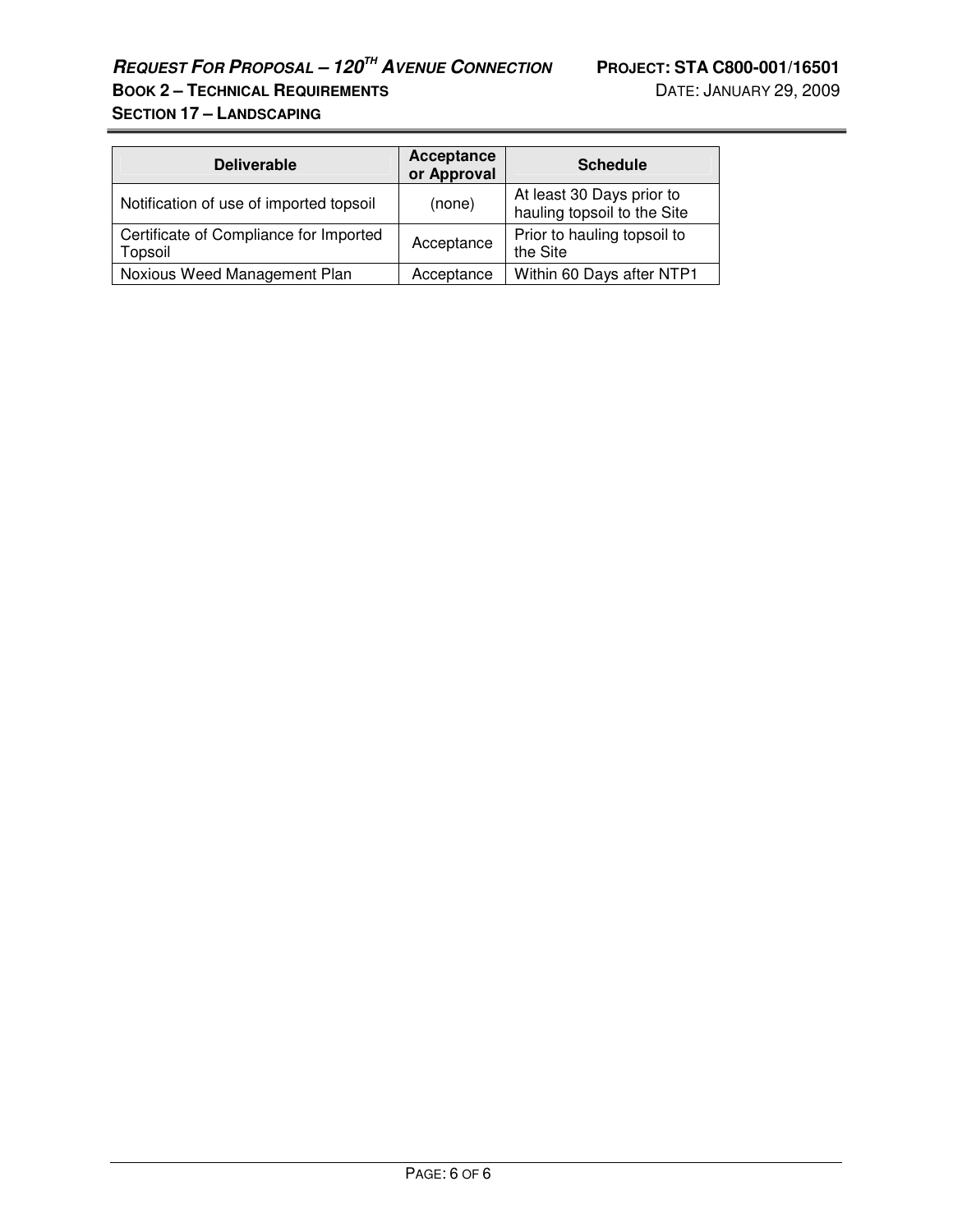| Deliverable | Acceptance or Approval | Schedule |
|---|---|---|
| Notification of use of imported topsoil | (none) | At least 30 Days prior to hauling topsoil to the Site |
| Certificate of Compliance for Imported Topsoil | Acceptance | Prior to hauling topsoil to the Site |
| Noxious Weed Management Plan | Acceptance | Within 60 Days after NTP1 |